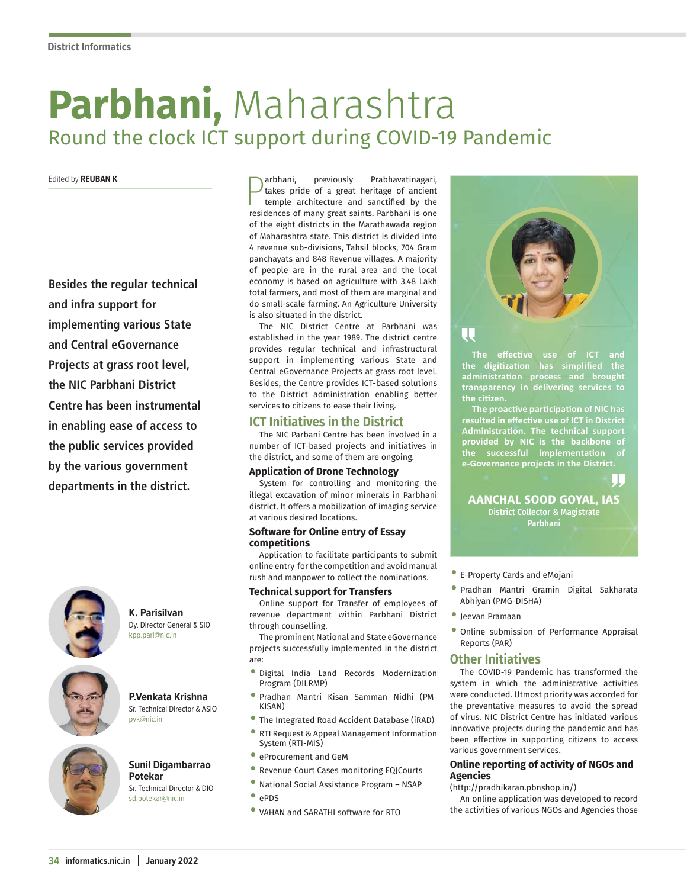# Parbhani, Maharashtra

## Round the clock ICT support during COVID-19 Pandemic

Edited by **REUBAN K**

**Besides the regular technical and infra support for implementing various State and Central eGovernance Projects at grass root level, the NIC Parbhani District Centre has been instrumental in enabling ease of access to the public services provided by the various government departments in the district.**

**K. Parisilvan**
Dy. Director General & SIO
kpp.pari@nic.in

**P.Venkata Krishna**
Sr. Technical Director & ASIO
pvk@nic.in

**Sunil Digambarrao Potekar**
Sr. Technical Director & DIO
sd.potekar@nic.in

Parbhani, previously Prabhavatinagari, takes pride of a great heritage of ancient temple architecture and sanctified by the residences of many great saints. Parbhani is one of the eight districts in the Marathawada region of Maharashtra state. This district is divided into 4 revenue sub-divisions, Tahsil blocks, 704 Gram panchayats and 848 Revenue villages. A majority of people are in the rural area and the local economy is based on agriculture with 3.48 Lakh total farmers, and most of them are marginal and do small-scale farming. An Agriculture University is also situated in the district.

The NIC District Centre at Parbhani was established in the year 1989. The district centre provides regular technical and infrastructural support in implementing various State and Central eGovernance Projects at grass root level. Besides, the Centre provides ICT-based solutions to the District administration enabling better services to citizens to ease their living.

## ICT Initiatives in the District

The NIC Parbani Centre has been involved in a number of ICT-based projects and initiatives in the district, and some of them are ongoing.

### Application of Drone Technology

System for controlling and monitoring the illegal excavation of minor minerals in Parbhani district. It offers a mobilization of imaging service at various desired locations.

### Software for Online entry of Essay competitions

Application to facilitate participants to submit online entry for the competition and avoid manual rush and manpower to collect the nominations.

### Technical support for Transfers

Online support for Transfer of employees of revenue department within Parbhani District through counselling.

The prominent National and State eGovernance projects successfully implemented in the district are:

- Digital India Land Records Modernization Program (DILRMP)
- Pradhan Mantri Kisan Samman Nidhi (PM-KISAN)
- The Integrated Road Accident Database (iRAD)
- RTI Request & Appeal Management Information System (RTI-MIS)
- eProcurement and GeM
- Revenue Court Cases monitoring EQJCourts
- National Social Assistance Program – NSAP
- ePDS
- VAHAN and SARATHI software for RTO

> **The effective use of ICT and the digitization has simplified the administration process and brought transparency in delivering services to the citizen.**
>
> **The proactive participation of NIC has resulted in effective use of ICT in District Administration. The technical support provided by NIC is the backbone of the successful implementation of e-Governance projects in the District.**
>
> **AANCHAL SOOD GOYAL, IAS**
> District Collector & Magistrate
> Parbhani

- E-Property Cards and eMojani
- Pradhan Mantri Gramin Digital Sakharata Abhiyan (PMG-DISHA)
- Jeevan Pramaan
- Online submission of Performance Appraisal Reports (PAR)

## Other Initiatives

The COVID-19 Pandemic has transformed the system in which the administrative activities were conducted. Utmost priority was accorded for the preventative measures to avoid the spread of virus. NIC District Centre has initiated various innovative projects during the pandemic and has been effective in supporting citizens to access various government services.

### Online reporting of activity of NGOs and Agencies

(http://pradhikaran.pbnshop.in/)

An online application was developed to record the activities of various NGOs and Agencies those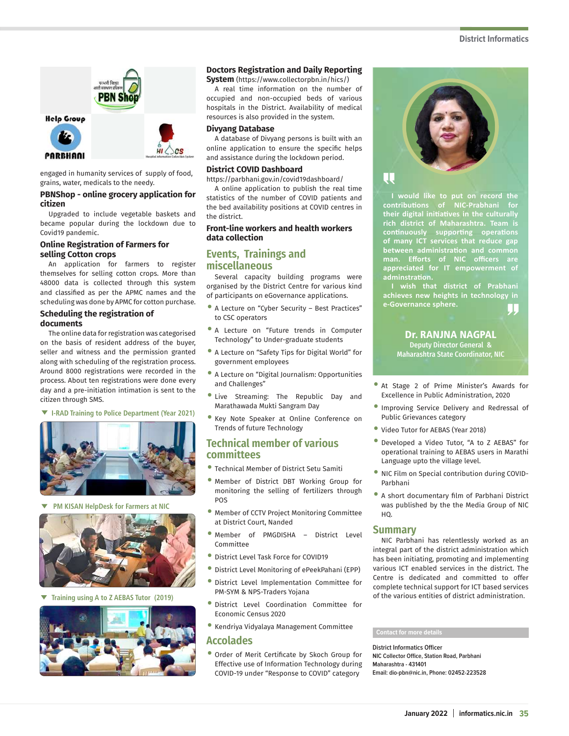engaged in humanity services of supply of food, grains, water, medicals to the needy.

### PBNShop - online grocery application for citizen

Upgraded to include vegetable baskets and became popular during the lockdown due to Covid19 pandemic.

### Online Registration of Farmers for selling Cotton crops

An application for farmers to register themselves for selling cotton crops. More than 48000 data is collected through this system and classified as per the APMC names and the scheduling was done by APMC for cotton purchase.

### Scheduling the registration of documents

The online data for registration was categorised on the basis of resident address of the buyer, seller and witness and the permission granted along with scheduling of the registration process. Around 8000 registrations were recorded in the process. About ten registrations were done every day and a pre-initiation intimation is sent to the citizen through SMS.

I-RAD Training to Police Department (Year 2021)

PM KISAN HelpDesk for Farmers at NIC

Training using A to Z AEBAS Tutor (2019)

### Doctors Registration and Daily Reporting System (https://www.collectorpbn.in/hics/)

A real time information on the number of occupied and non-occupied beds of various hospitals in the District. Availability of medical resources is also provided in the system.

### Divyang Database

A database of Divyang persons is built with an online application to ensure the specific helps and assistance during the lockdown period.

### District COVID Dashboard

https://parbhani.gov.in/covid19dashboard/

A online application to publish the real time statistics of the number of COVID patients and the bed availability positions at COVID centres in the district.

### Front-line workers and health workers data collection

## Events, Trainings and miscellaneous

Several capacity building programs were organised by the District Centre for various kind of participants on eGovernance applications.

- A Lecture on "Cyber Security – Best Practices" to CSC operators
- A Lecture on "Future trends in Computer Technology" to Under-graduate students
- A Lecture on "Safety Tips for Digital World" for government employees
- A Lecture on "Digital Journalism: Opportunities and Challenges"
- Live Streaming: The Republic Day and Marathawada Mukti Sangram Day
- Key Note Speaker at Online Conference on Trends of future Technology

## Technical member of various committees

- Technical Member of District Setu Samiti
- Member of District DBT Working Group for monitoring the selling of fertilizers through POS
- Member of CCTV Project Monitoring Committee at District Court, Nanded
- Member of PMGDISHA – District Level Committee
- District Level Task Force for COVID19
- District Level Monitoring of ePeekPahani (EPP)
- District Level Implementation Committee for PM-SYM & NPS-Traders Yojana
- District Level Coordination Committee for Economic Census 2020
- Kendriya Vidyalaya Management Committee

## Accolades

- Order of Merit Certificate by Skoch Group for Effective use of Information Technology during COVID-19 under "Response to COVID" category

> **I would like to put on record the contributions of NIC-Prabhani for their digital initiatives in the culturally rich district of Maharashtra. Team is continuously supporting operations of many ICT services that reduce gap between administration and common man. Efforts of NIC officers are appreciated for IT empowerment of adminstration.**
>
> **I wish that district of Prabhani achieves new heights in technology in e-Governance sphere.**
>
> **Dr. RANJNA NAGPAL**
> Deputy Director General & Maharashtra State Coordinator, NIC

- At Stage 2 of Prime Minister's Awards for Excellence in Public Administration, 2020
- Improving Service Delivery and Redressal of Public Grievances category
- Video Tutor for AEBAS (Year 2018)
- Developed a Video Tutor, "A to Z AEBAS" for operational training to AEBAS users in Marathi Language upto the village level.
- NIC Film on Special contribution during COVID-Parbhani
- A short documentary film of Parbhani District was published by the the Media Group of NIC HQ.

## Summary

NIC Parbhani has relentlessly worked as an integral part of the district administration which has been initiating, promoting and implementing various ICT enabled services in the district. The Centre is dedicated and committed to offer complete technical support for ICT based services of the various entities of district administration.

**Contact for more details**

District Informatics Officer
NIC Collector Office, Station Road, Parbhani
Maharashtra - 431401
Email: dio-pbn@nic.in, Phone: 02452-223528